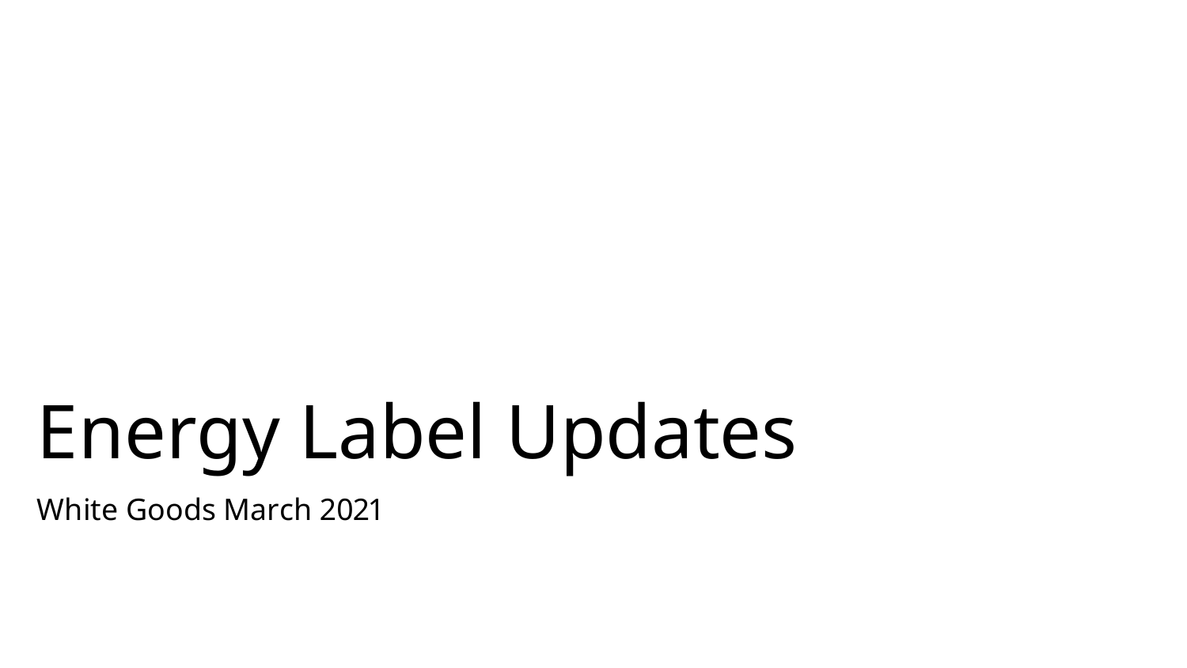# Energy Label Updates

White Goods March 2021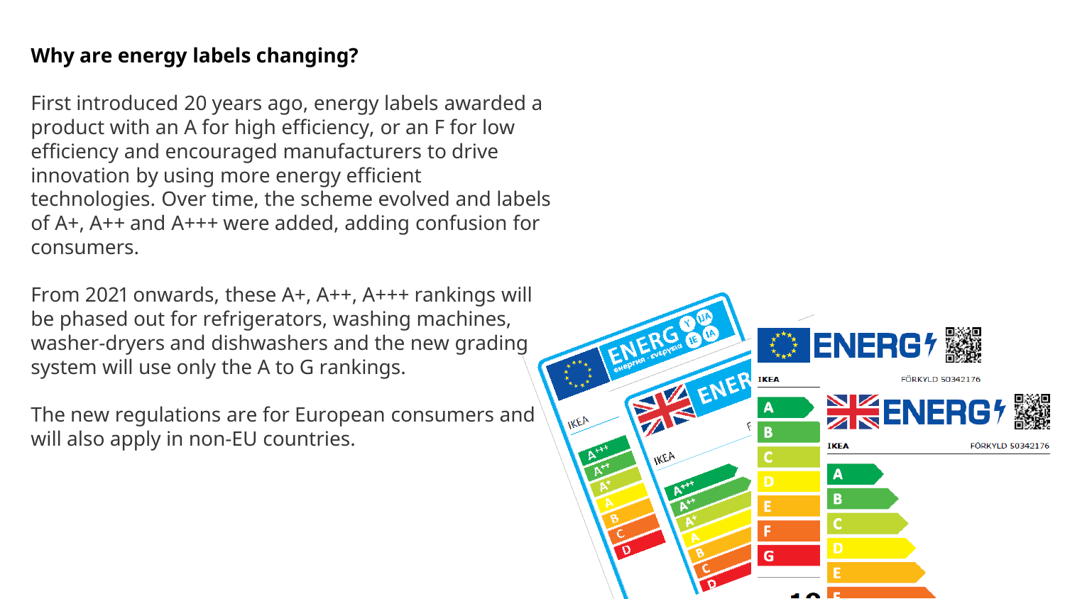**Why are energy labels changing?**

First introduced 20 years ago, energy labels awarded a product with an A for high efficiency, or an F for low efficiency and encouraged manufacturers to drive innovation by using more energy efficient technologies. Over time, the scheme evolved and labels of A+, A++ and A+++ were added, adding confusion for consumers.

From 2021 onwards, these A+, A++, A+++ rankings will be phased out for refrigerators, washing machines, washer-dryers and dishwashers and the new grading system will use only the A to G rankings.

The new regulations are for European consumers and will also apply in non-EU countries.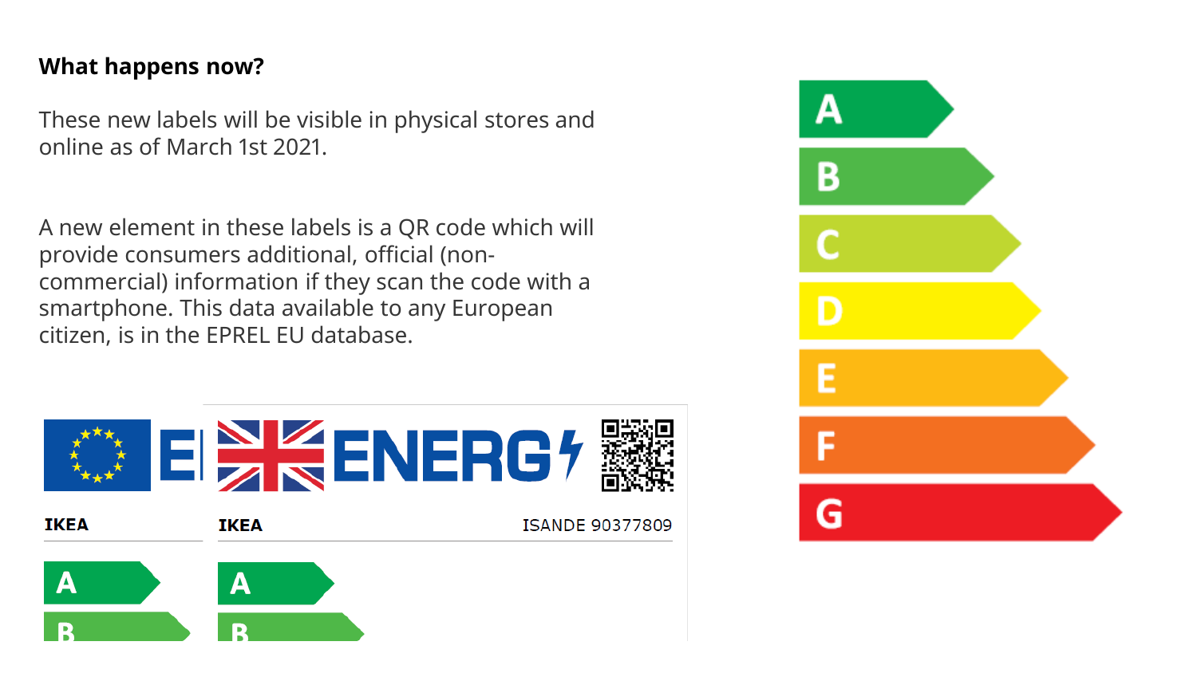**What happens now?**

These new labels will be visible in physical stores and online as of March 1st 2021.

A new element in these labels is a QR code which will provide consumers additional, official (non-commercial) information if they scan the code with a smartphone. This data available to any European citizen, is in the EPREL EU database.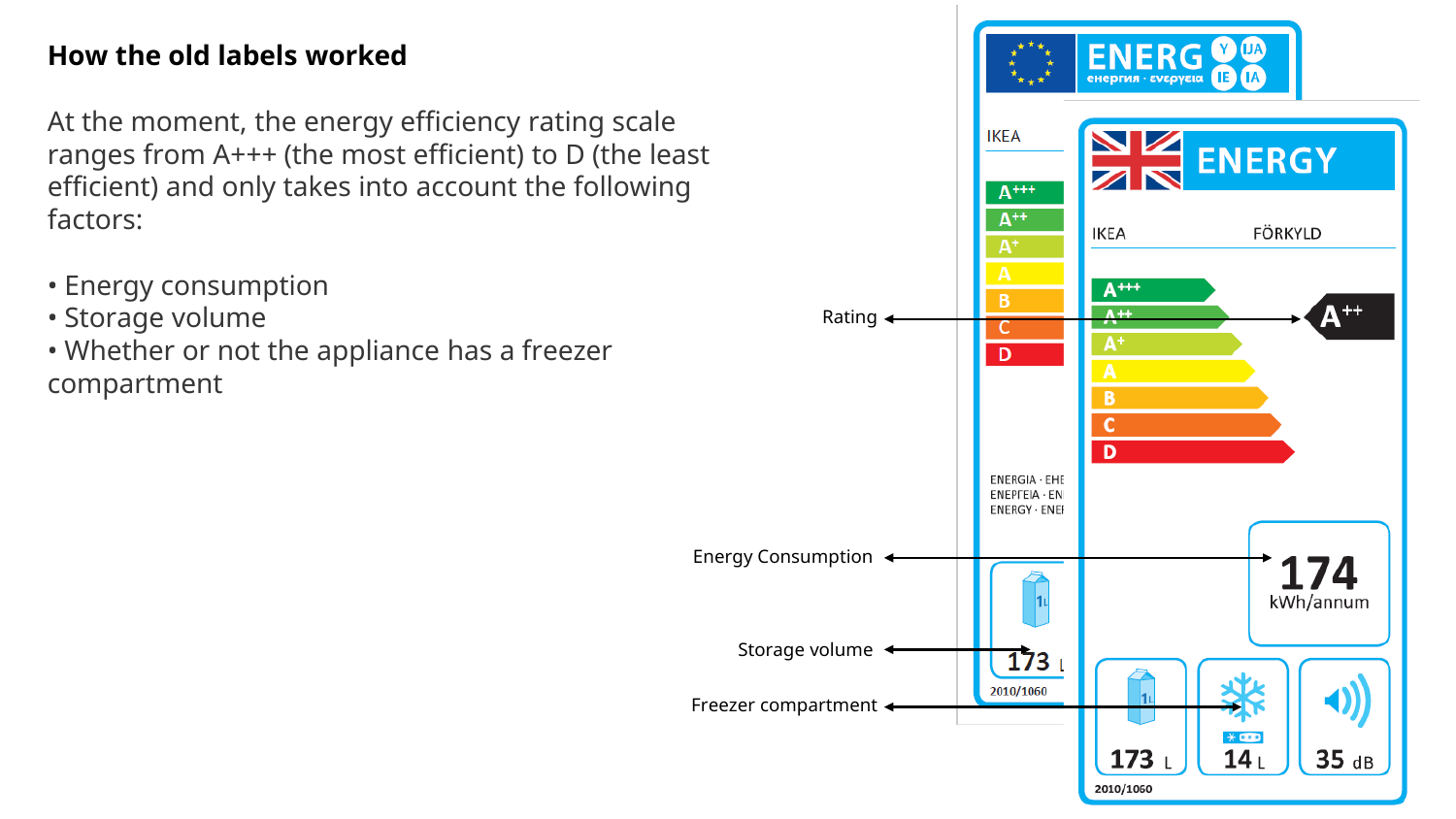## How the old labels worked

At the moment, the energy efficiency rating scale ranges from A+++ (the most efficient) to D (the least efficient) and only takes into account the following factors:

- Energy consumption
- Storage volume
- Whether or not the appliance has a freezer compartment

Rating

Energy Consumption

Storage volume

Freezer compartment

ENERGY

IKEA FÖRKYLD

A+++
A++
A+
A
B
C
D

A++

174 kWh/annum

173 L

14 L

35 dB

2010/1060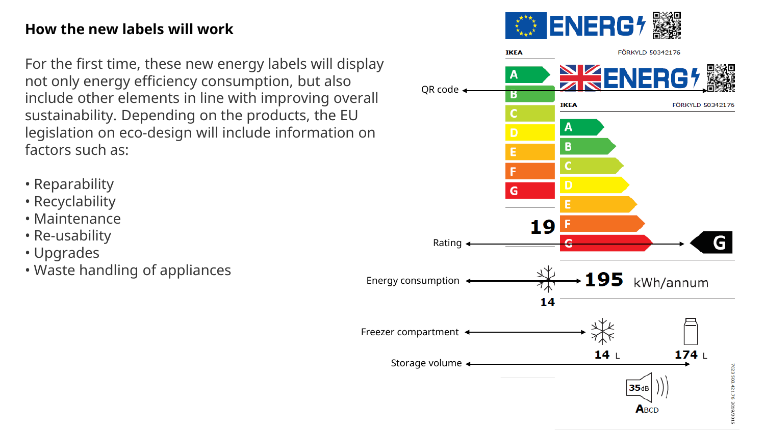## How the new labels will work

For the first time, these new energy labels will display not only energy efficiency consumption, but also include other elements in line with improving overall sustainability. Depending on the products, the EU legislation on eco-design will include information on factors such as:

- Reparability
- Recyclability
- Maintenance
- Re-usability
- Upgrades
- Waste handling of appliances

ENERG

IKEA FÖRKYLD 50342176

A B C D E F G

19

ENERG

IKEA FÖRKYLD 50342176

A B C D E F G

G

QR code

Rating

Energy consumption

195 kWh/annum

14

Freezer compartment

14 L

174 L

Storage volume

35dB

ABCD

7023 503 421.76 2019/2016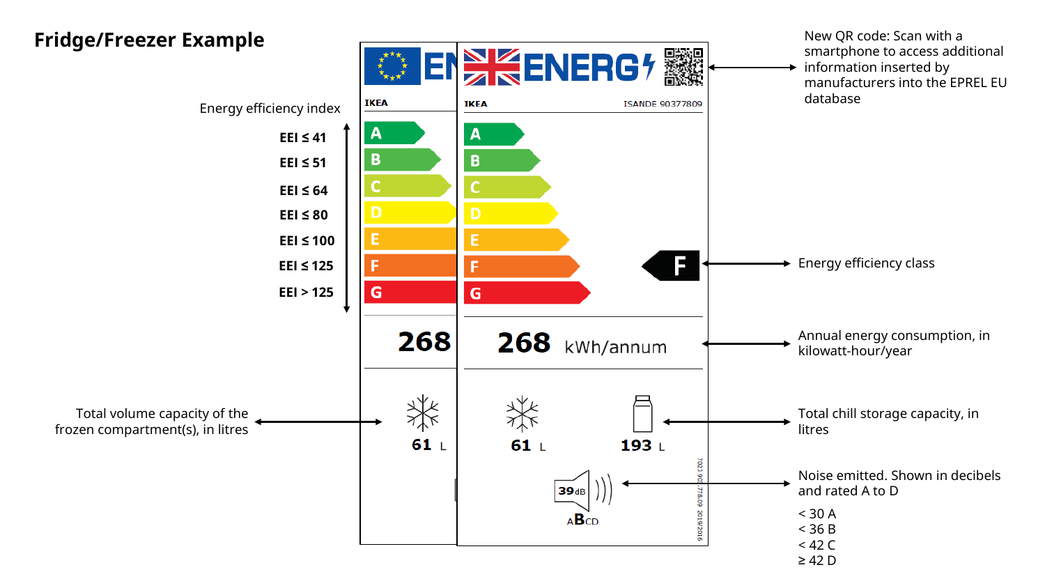# Fridge/Freezer Example

Energy efficiency index

- EEI ≤ 41 — A
- EEI ≤ 51 — B
- EEI ≤ 64 — C
- EEI ≤ 80 — D
- EEI ≤ 100 — E
- EEI ≤ 125 — F
- EEI > 125 — G

IKEA

ENERG

IKEA ISANDE 90377809

F

268 kWh/annum

61 L

193 L

39 dB

ABCD

7023 901.778.09 2019/2016

New QR code: Scan with a smartphone to access additional information inserted by manufacturers into the EPREL EU database

Energy efficiency class

Annual energy consumption, in kilowatt-hour/year

Total volume capacity of the frozen compartment(s), in litres

Total chill storage capacity, in litres

Noise emitted. Shown in decibels and rated A to D

- < 30 A
- < 36 B
- < 42 C
- ≥ 42 D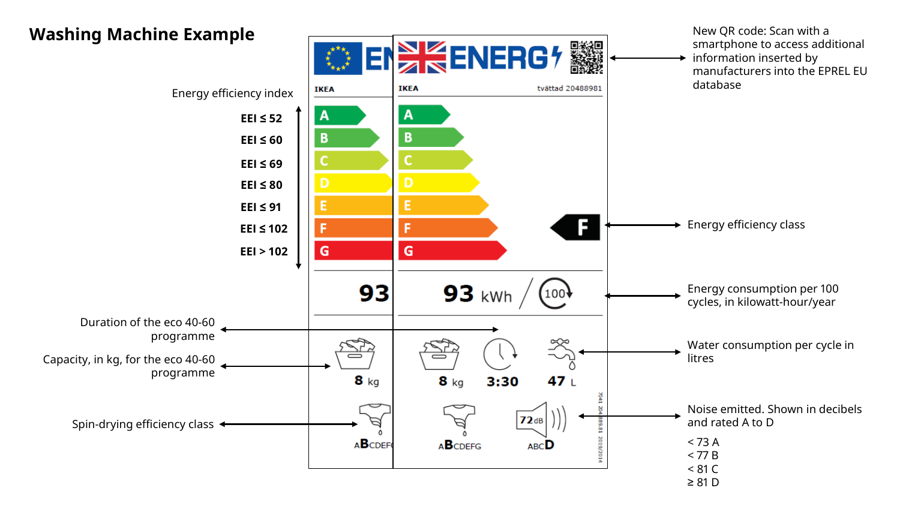# Washing Machine Example

Energy efficiency index

- EEI ≤ 52 — A
- EEI ≤ 60 — B
- EEI ≤ 69 — C
- EEI ≤ 80 — D
- EEI ≤ 91 — E
- EEI ≤ 102 — F
- EEI > 102 — G

IKEA

ENERG

IKEA tvättad 20488981

New QR code: Scan with a smartphone to access additional information inserted by manufacturers into the EPREL EU database

F

Energy efficiency class

93 kWh / 100

Energy consumption per 100 cycles, in kilowatt-hour/year

Duration of the eco 40-60 programme

Capacity, in kg, for the eco 40-60 programme

8 kg 3:30 47 L

Water consumption per cycle in litres

Spin-drying efficiency class

ABCDEFG

72dB ABCD

Noise emitted. Shown in decibels and rated A to D

- < 73 A
- < 77 B
- < 81 C
- ≥ 81 D

7041 204 889.81 2019/2014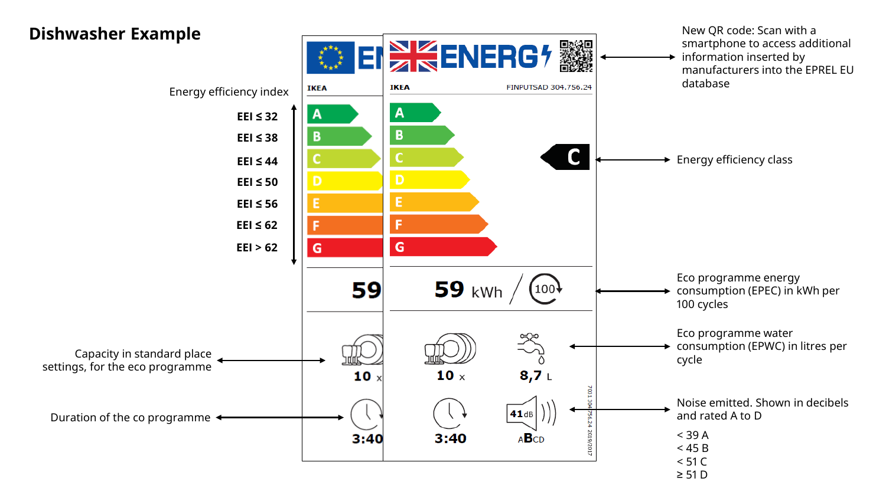# Dishwasher Example

Energy efficiency index

EEI ≤ 32

EEI ≤ 38

EEI ≤ 44

EEI ≤ 50

EEI ≤ 56

EEI ≤ 62

EEI > 62

IKEA

IKEA FINPUTSAD 304.756.24

ENERG

A

B

C

D

E

F

G

C

59 kWh / 100

10 x

8,7 L

3:40

41 dB

ABCD

701 304.756.24 2019/2017

New QR code: Scan with a smartphone to access additional information inserted by manufacturers into the EPREL EU database

Energy efficiency class

Eco programme energy consumption (EPEC) in kWh per 100 cycles

Eco programme water consumption (EPWC) in litres per cycle

Capacity in standard place settings, for the eco programme

Duration of the co programme

Noise emitted. Shown in decibels and rated A to D

< 39 A

< 45 B

< 51 C

≥ 51 D